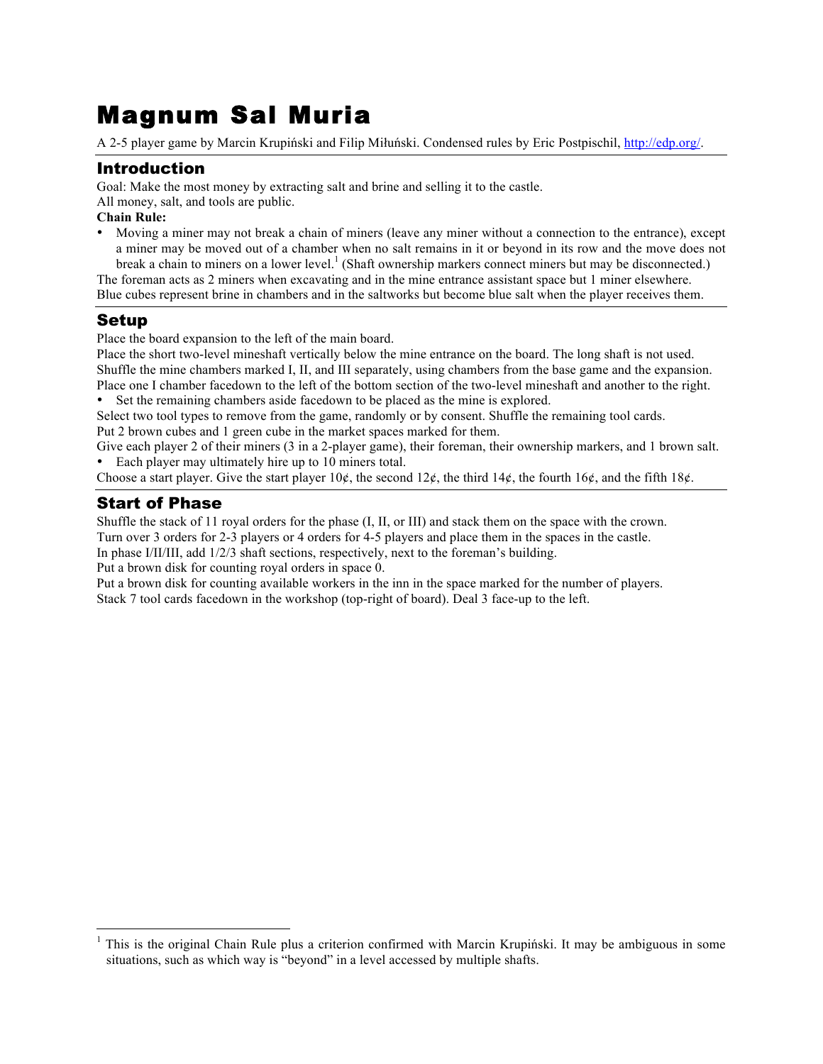# Magnum Sal Muria

A 2-5 player game by Marcin Krupiński and Filip Miłuński. Condensed rules by Eric Postpischil, http://edp.org/.

## Introduction

Goal: Make the most money by extracting salt and brine and selling it to the castle.
All money, salt, and tools are public.

**Chain Rule:**

- Moving a miner may not break a chain of miners (leave any miner without a connection to the entrance), except a miner may be moved out of a chamber when no salt remains in it or beyond in its row and the move does not break a chain to miners on a lower level.[1] (Shaft ownership markers connect miners but may be disconnected.)

The foreman acts as 2 miners when excavating and in the mine entrance assistant space but 1 miner elsewhere.
Blue cubes represent brine in chambers and in the saltworks but become blue salt when the player receives them.

## Setup

Place the board expansion to the left of the main board.
Place the short two-level mineshaft vertically below the mine entrance on the board. The long shaft is not used.
Shuffle the mine chambers marked I, II, and III separately, using chambers from the base game and the expansion.
Place one I chamber facedown to the left of the bottom section of the two-level mineshaft and another to the right.

- Set the remaining chambers aside facedown to be placed as the mine is explored.

Select two tool types to remove from the game, randomly or by consent. Shuffle the remaining tool cards.
Put 2 brown cubes and 1 green cube in the market spaces marked for them.
Give each player 2 of their miners (3 in a 2-player game), their foreman, their ownership markers, and 1 brown salt.

- Each player may ultimately hire up to 10 miners total.

Choose a start player. Give the start player 10¢, the second 12¢, the third 14¢, the fourth 16¢, and the fifth 18¢.

## Start of Phase

Shuffle the stack of 11 royal orders for the phase (I, II, or III) and stack them on the space with the crown.
Turn over 3 orders for 2-3 players or 4 orders for 4-5 players and place them in the spaces in the castle.
In phase I/II/III, add 1/2/3 shaft sections, respectively, next to the foreman's building.
Put a brown disk for counting royal orders in space 0.
Put a brown disk for counting available workers in the inn in the space marked for the number of players.
Stack 7 tool cards facedown in the workshop (top-right of board). Deal 3 face-up to the left.

[1] This is the original Chain Rule plus a criterion confirmed with Marcin Krupiński. It may be ambiguous in some situations, such as which way is "beyond" in a level accessed by multiple shafts.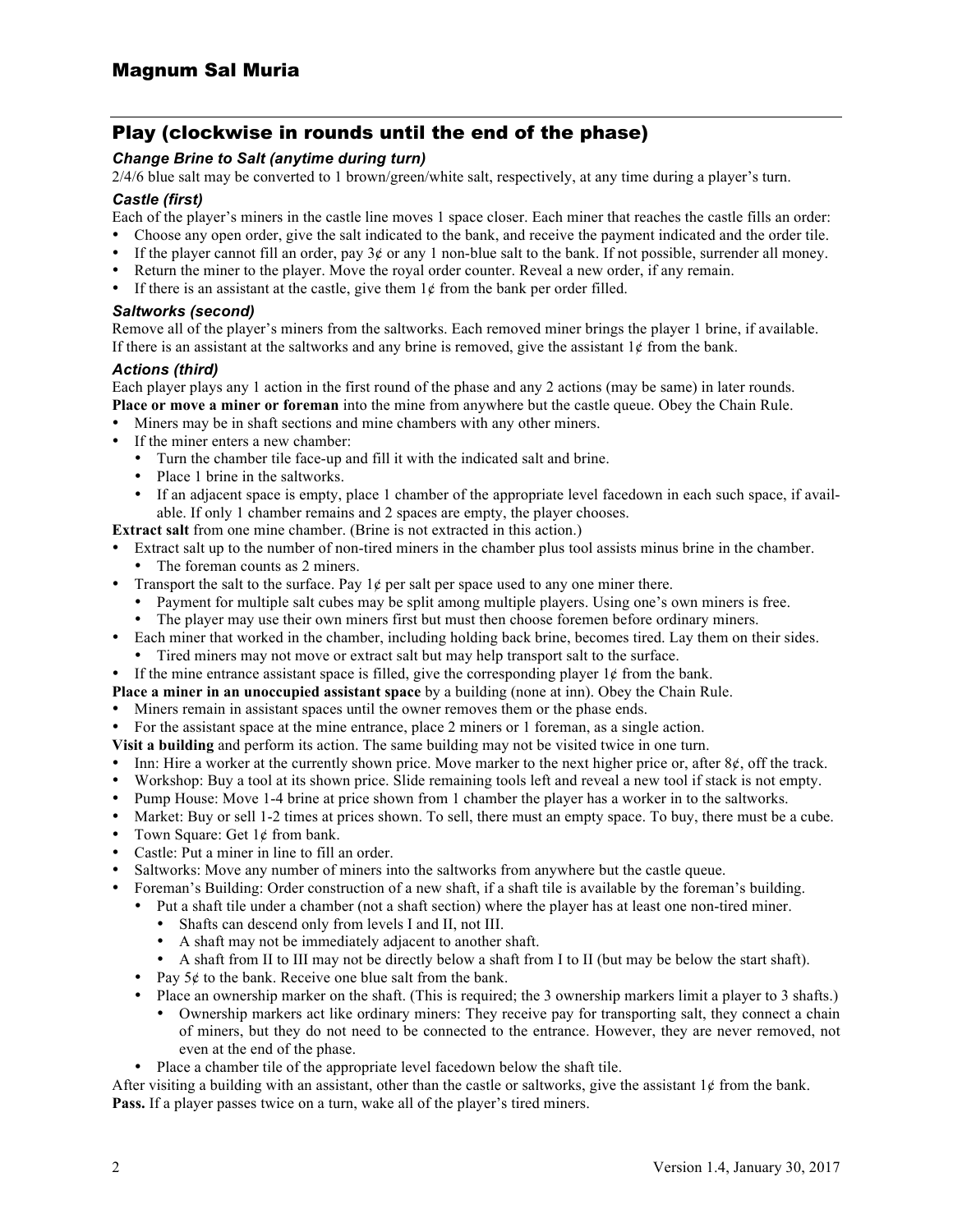## Play (clockwise in rounds until the end of the phase)

### *Change Brine to Salt (anytime during turn)*

2/4/6 blue salt may be converted to 1 brown/green/white salt, respectively, at any time during a player's turn.

### *Castle (first)*

Each of the player's miners in the castle line moves 1 space closer. Each miner that reaches the castle fills an order:

- Choose any open order, give the salt indicated to the bank, and receive the payment indicated and the order tile.
- If the player cannot fill an order, pay 3¢ or any 1 non-blue salt to the bank. If not possible, surrender all money.
- Return the miner to the player. Move the royal order counter. Reveal a new order, if any remain.
- If there is an assistant at the castle, give them 1¢ from the bank per order filled.

### *Saltworks (second)*

Remove all of the player's miners from the saltworks. Each removed miner brings the player 1 brine, if available. If there is an assistant at the saltworks and any brine is removed, give the assistant 1¢ from the bank.

### *Actions (third)*

Each player plays any 1 action in the first round of the phase and any 2 actions (may be same) in later rounds.

**Place or move a miner or foreman** into the mine from anywhere but the castle queue. Obey the Chain Rule.

- Miners may be in shaft sections and mine chambers with any other miners.
- If the miner enters a new chamber:
  - Turn the chamber tile face-up and fill it with the indicated salt and brine.
  - Place 1 brine in the saltworks.
  - If an adjacent space is empty, place 1 chamber of the appropriate level facedown in each such space, if available. If only 1 chamber remains and 2 spaces are empty, the player chooses.

**Extract salt** from one mine chamber. (Brine is not extracted in this action.)

- Extract salt up to the number of non-tired miners in the chamber plus tool assists minus brine in the chamber.
  - The foreman counts as 2 miners.
- Transport the salt to the surface. Pay 1¢ per salt per space used to any one miner there.
  - Payment for multiple salt cubes may be split among multiple players. Using one's own miners is free.
  - The player may use their own miners first but must then choose foremen before ordinary miners.
- Each miner that worked in the chamber, including holding back brine, becomes tired. Lay them on their sides.
  - Tired miners may not move or extract salt but may help transport salt to the surface.
- If the mine entrance assistant space is filled, give the corresponding player 1¢ from the bank.

**Place a miner in an unoccupied assistant space** by a building (none at inn). Obey the Chain Rule.

- Miners remain in assistant spaces until the owner removes them or the phase ends.
- For the assistant space at the mine entrance, place 2 miners or 1 foreman, as a single action.

**Visit a building** and perform its action. The same building may not be visited twice in one turn.

- Inn: Hire a worker at the currently shown price. Move marker to the next higher price or, after 8¢, off the track.
- Workshop: Buy a tool at its shown price. Slide remaining tools left and reveal a new tool if stack is not empty.
- Pump House: Move 1-4 brine at price shown from 1 chamber the player has a worker in to the saltworks.
- Market: Buy or sell 1-2 times at prices shown. To sell, there must an empty space. To buy, there must be a cube.
- Town Square: Get 1¢ from bank.
- Castle: Put a miner in line to fill an order.
- Saltworks: Move any number of miners into the saltworks from anywhere but the castle queue.
- Foreman's Building: Order construction of a new shaft, if a shaft tile is available by the foreman's building.
  - Put a shaft tile under a chamber (not a shaft section) where the player has at least one non-tired miner.
    - Shafts can descend only from levels I and II, not III.
    - A shaft may not be immediately adjacent to another shaft.
    - A shaft from II to III may not be directly below a shaft from I to II (but may be below the start shaft).
  - Pay 5¢ to the bank. Receive one blue salt from the bank.
  - Place an ownership marker on the shaft. (This is required; the 3 ownership markers limit a player to 3 shafts.)
    - Ownership markers act like ordinary miners: They receive pay for transporting salt, they connect a chain of miners, but they do not need to be connected to the entrance. However, they are never removed, not even at the end of the phase.
  - Place a chamber tile of the appropriate level facedown below the shaft tile.

After visiting a building with an assistant, other than the castle or saltworks, give the assistant 1¢ from the bank.

**Pass.** If a player passes twice on a turn, wake all of the player's tired miners.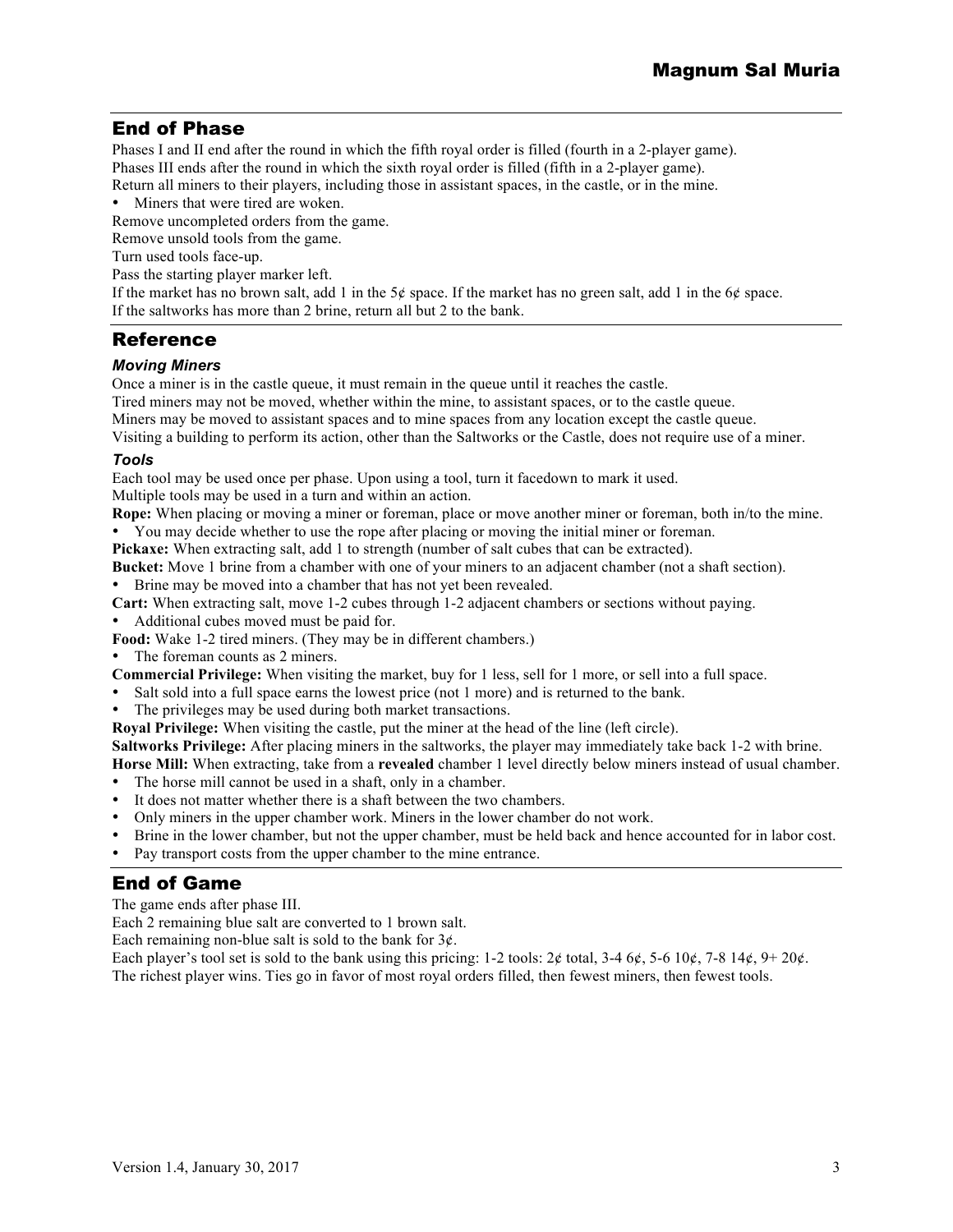## End of Phase

Phases I and II end after the round in which the fifth royal order is filled (fourth in a 2-player game).
Phases III ends after the round in which the sixth royal order is filled (fifth in a 2-player game).
Return all miners to their players, including those in assistant spaces, in the castle, or in the mine.

- Miners that were tired are woken.

Remove uncompleted orders from the game.
Remove unsold tools from the game.
Turn used tools face-up.
Pass the starting player marker left.
If the market has no brown salt, add 1 in the 5¢ space. If the market has no green salt, add 1 in the 6¢ space.
If the saltworks has more than 2 brine, return all but 2 to the bank.

## Reference

### *Moving Miners*

Once a miner is in the castle queue, it must remain in the queue until it reaches the castle.
Tired miners may not be moved, whether within the mine, to assistant spaces, or to the castle queue.
Miners may be moved to assistant spaces and to mine spaces from any location except the castle queue.
Visiting a building to perform its action, other than the Saltworks or the Castle, does not require use of a miner.

### *Tools*

Each tool may be used once per phase. Upon using a tool, turn it facedown to mark it used.
Multiple tools may be used in a turn and within an action.

**Rope:** When placing or moving a miner or foreman, place or move another miner or foreman, both in/to the mine.

- You may decide whether to use the rope after placing or moving the initial miner or foreman.

**Pickaxe:** When extracting salt, add 1 to strength (number of salt cubes that can be extracted).

**Bucket:** Move 1 brine from a chamber with one of your miners to an adjacent chamber (not a shaft section).

- Brine may be moved into a chamber that has not yet been revealed.

**Cart:** When extracting salt, move 1-2 cubes through 1-2 adjacent chambers or sections without paying.

- Additional cubes moved must be paid for.

**Food:** Wake 1-2 tired miners. (They may be in different chambers.)

- The foreman counts as 2 miners.

**Commercial Privilege:** When visiting the market, buy for 1 less, sell for 1 more, or sell into a full space.

- Salt sold into a full space earns the lowest price (not 1 more) and is returned to the bank.
- The privileges may be used during both market transactions.

**Royal Privilege:** When visiting the castle, put the miner at the head of the line (left circle).

**Saltworks Privilege:** After placing miners in the saltworks, the player may immediately take back 1-2 with brine.

**Horse Mill:** When extracting, take from a **revealed** chamber 1 level directly below miners instead of usual chamber.

- The horse mill cannot be used in a shaft, only in a chamber.
- It does not matter whether there is a shaft between the two chambers.
- Only miners in the upper chamber work. Miners in the lower chamber do not work.
- Brine in the lower chamber, but not the upper chamber, must be held back and hence accounted for in labor cost.
- Pay transport costs from the upper chamber to the mine entrance.

## End of Game

The game ends after phase III.
Each 2 remaining blue salt are converted to 1 brown salt.
Each remaining non-blue salt is sold to the bank for 3¢.
Each player's tool set is sold to the bank using this pricing: 1-2 tools: 2¢ total, 3-4 6¢, 5-6 10¢, 7-8 14¢, 9+ 20¢.
The richest player wins. Ties go in favor of most royal orders filled, then fewest miners, then fewest tools.

Version 1.4, January 30, 2017